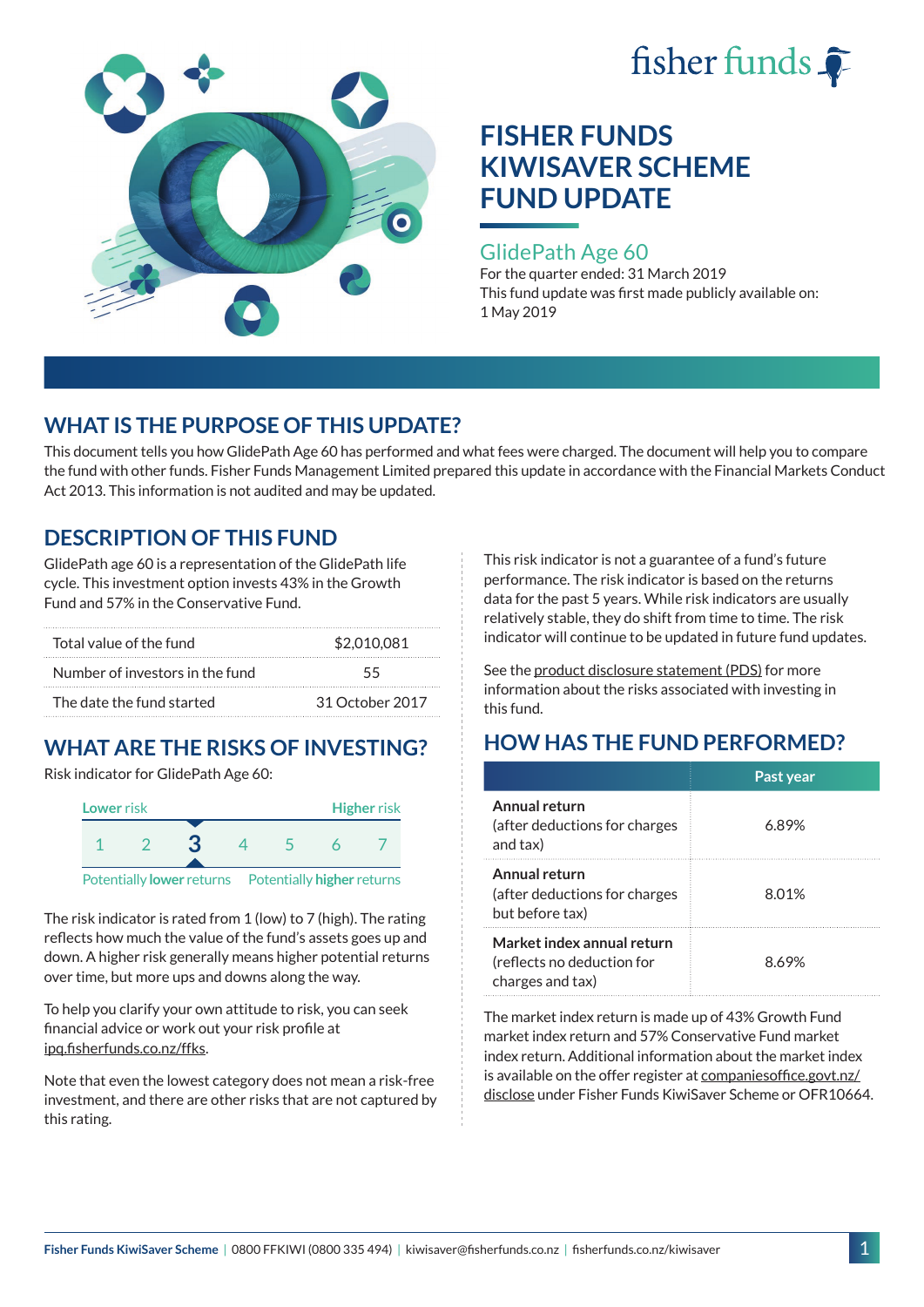fisher funds

# FISHER FUNDS KIWISAVER SCHEME FUND UPDATE

## GlidePath Age 60

For the quarter ended: 31 March 2019

This fund update was first made publicly available on: 1 May 2019

## WHAT IS THE PURPOSE OF THIS UPDATE?

This document tells you how GlidePath Age 60 has performed and what fees were charged. The document will help you to compare the fund with other funds. Fisher Funds Management Limited prepared this update in accordance with the Financial Markets Conduct Act 2013. This information is not audited and may be updated.

## DESCRIPTION OF THIS FUND

GlidePath age 60 is a representation of the GlidePath life cycle. This investment option invests 43% in the Growth Fund and 57% in the Conservative Fund.

| | |
|---|---|
| Total value of the fund | $2,010,081 |
| Number of investors in the fund | 55 |
| The date the fund started | 31 October 2017 |

## WHAT ARE THE RISKS OF INVESTING?

Risk indicator for GlidePath Age 60:

| Lower risk | | | | | | Higher risk |
|---|---|---|---|---|---|---|
| 1 | 2 | **3** | 4 | 5 | 6 | 7 |
| Potentially **lower** returns | | | | | | Potentially **higher** returns |

The risk indicator is rated from 1 (low) to 7 (high). The rating reflects how much the value of the fund's assets goes up and down. A higher risk generally means higher potential returns over time, but more ups and downs along the way.

To help you clarify your own attitude to risk, you can seek financial advice or work out your risk profile at ipq.fisherfunds.co.nz/ffks.

Note that even the lowest category does not mean a risk-free investment, and there are other risks that are not captured by this rating.

This risk indicator is not a guarantee of a fund's future performance. The risk indicator is based on the returns data for the past 5 years. While risk indicators are usually relatively stable, they do shift from time to time. The risk indicator will continue to be updated in future fund updates.

See the product disclosure statement (PDS) for more information about the risks associated with investing in this fund.

## HOW HAS THE FUND PERFORMED?

| | Past year |
|---|---|
| **Annual return** (after deductions for charges and tax) | 6.89% |
| **Annual return** (after deductions for charges but before tax) | 8.01% |
| **Market index annual return** (reflects no deduction for charges and tax) | 8.69% |

The market index return is made up of 43% Growth Fund market index return and 57% Conservative Fund market index return. Additional information about the market index is available on the offer register at companiesoffice.govt.nz/disclose under Fisher Funds KiwiSaver Scheme or OFR10664.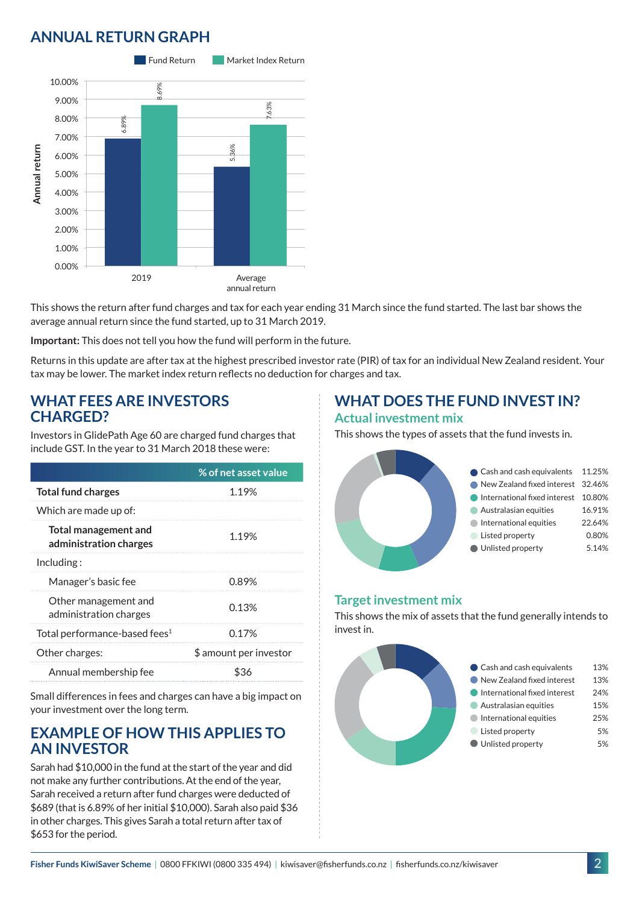## ANNUAL RETURN GRAPH

| | Fund Return | Market Index Return |
|---|---|---|
| 2019 | 6.89% | 8.69% |
| Average annual return | 5.36% | 7.63% |

This shows the return after fund charges and tax for each year ending 31 March since the fund started. The last bar shows the average annual return since the fund started, up to 31 March 2019.

**Important:** This does not tell you how the fund will perform in the future.

Returns in this update are after tax at the highest prescribed investor rate (PIR) of tax for an individual New Zealand resident. Your tax may be lower. The market index return reflects no deduction for charges and tax.

## WHAT FEES ARE INVESTORS CHARGED?

Investors in GlidePath Age 60 are charged fund charges that include GST. In the year to 31 March 2018 these were:

| | % of net asset value |
|---|---|
| **Total fund charges** | 1.19% |
| Which are made up of: | |
| **Total management and administration charges** | 1.19% |
| Including : | |
| Manager's basic fee | 0.89% |
| Other management and administration charges | 0.13% |
| Total performance-based fees[1] | 0.17% |
| Other charges: | $ amount per investor |
| Annual membership fee | $36 |

Small differences in fees and charges can have a big impact on your investment over the long term.

## EXAMPLE OF HOW THIS APPLIES TO AN INVESTOR

Sarah had $10,000 in the fund at the start of the year and did not make any further contributions. At the end of the year, Sarah received a return after fund charges were deducted of $689 (that is 6.89% of her initial $10,000). Sarah also paid $36 in other charges. This gives Sarah a total return after tax of $653 for the period.

## WHAT DOES THE FUND INVEST IN?

### Actual investment mix

This shows the types of assets that the fund invests in.

| Asset | % |
|---|---|
| Cash and cash equivalents | 11.25% |
| New Zealand fixed interest | 32.46% |
| International fixed interest | 10.80% |
| Australasian equities | 16.91% |
| International equities | 22.64% |
| Listed property | 0.80% |
| Unlisted property | 5.14% |

### Target investment mix

This shows the mix of assets that the fund generally intends to invest in.

| Asset | % |
|---|---|
| Cash and cash equivalents | 13% |
| New Zealand fixed interest | 13% |
| International fixed interest | 24% |
| Australasian equities | 15% |
| International equities | 25% |
| Listed property | 5% |
| Unlisted property | 5% |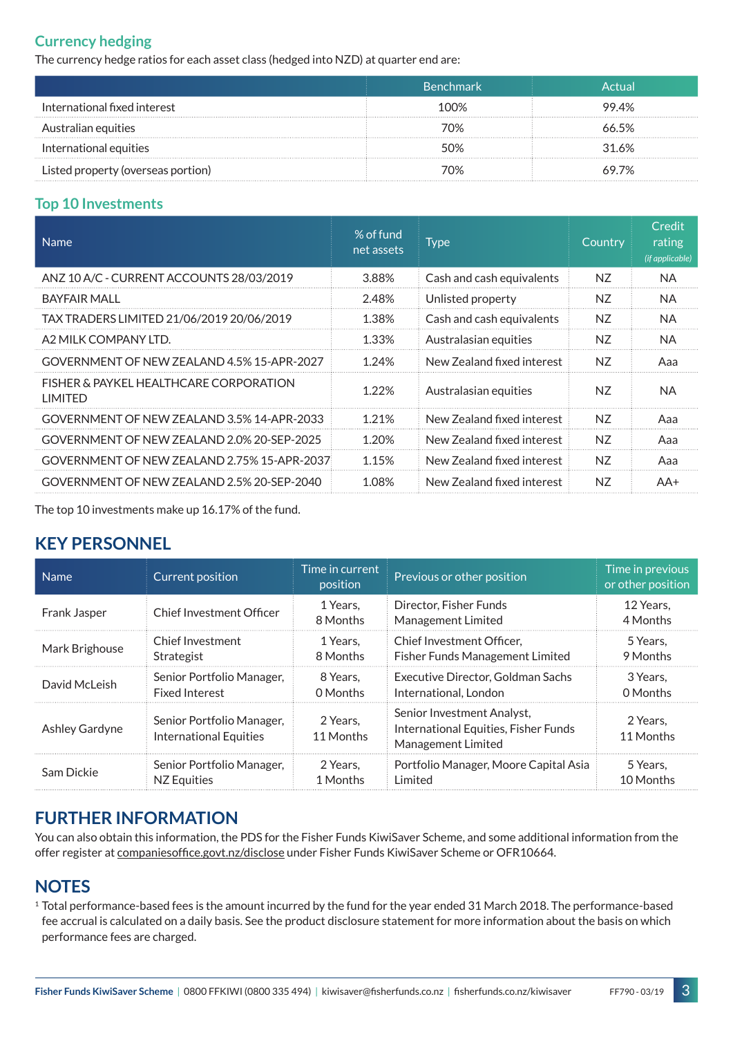## Currency hedging

The currency hedge ratios for each asset class (hedged into NZD) at quarter end are:

| | Benchmark | Actual |
|---|---|---|
| International fixed interest | 100% | 99.4% |
| Australian equities | 70% | 66.5% |
| International equities | 50% | 31.6% |
| Listed property (overseas portion) | 70% | 69.7% |

## Top 10 Investments

| Name | % of fund net assets | Type | Country | Credit rating *(if applicable)* |
|---|---|---|---|---|
| ANZ 10 A/C - CURRENT ACCOUNTS 28/03/2019 | 3.88% | Cash and cash equivalents | NZ | NA |
| BAYFAIR MALL | 2.48% | Unlisted property | NZ | NA |
| TAX TRADERS LIMITED 21/06/2019 20/06/2019 | 1.38% | Cash and cash equivalents | NZ | NA |
| A2 MILK COMPANY LTD. | 1.33% | Australasian equities | NZ | NA |
| GOVERNMENT OF NEW ZEALAND 4.5% 15-APR-2027 | 1.24% | New Zealand fixed interest | NZ | Aaa |
| FISHER & PAYKEL HEALTHCARE CORPORATION LIMITED | 1.22% | Australasian equities | NZ | NA |
| GOVERNMENT OF NEW ZEALAND 3.5% 14-APR-2033 | 1.21% | New Zealand fixed interest | NZ | Aaa |
| GOVERNMENT OF NEW ZEALAND 2.0% 20-SEP-2025 | 1.20% | New Zealand fixed interest | NZ | Aaa |
| GOVERNMENT OF NEW ZEALAND 2.75% 15-APR-2037 | 1.15% | New Zealand fixed interest | NZ | Aaa |
| GOVERNMENT OF NEW ZEALAND 2.5% 20-SEP-2040 | 1.08% | New Zealand fixed interest | NZ | AA+ |

The top 10 investments make up 16.17% of the fund.

# KEY PERSONNEL

| Name | Current position | Time in current position | Previous or other position | Time in previous or other position |
|---|---|---|---|---|
| Frank Jasper | Chief Investment Officer | 1 Years, 8 Months | Director, Fisher Funds Management Limited | 12 Years, 4 Months |
| Mark Brighouse | Chief Investment Strategist | 1 Years, 8 Months | Chief Investment Officer, Fisher Funds Management Limited | 5 Years, 9 Months |
| David McLeish | Senior Portfolio Manager, Fixed Interest | 8 Years, 0 Months | Executive Director, Goldman Sachs International, London | 3 Years, 0 Months |
| Ashley Gardyne | Senior Portfolio Manager, International Equities | 2 Years, 11 Months | Senior Investment Analyst, International Equities, Fisher Funds Management Limited | 2 Years, 11 Months |
| Sam Dickie | Senior Portfolio Manager, NZ Equities | 2 Years, 1 Months | Portfolio Manager, Moore Capital Asia Limited | 5 Years, 10 Months |

# FURTHER INFORMATION

You can also obtain this information, the PDS for the Fisher Funds KiwiSaver Scheme, and some additional information from the offer register at companiesoffice.govt.nz/disclose under Fisher Funds KiwiSaver Scheme or OFR10664.

# NOTES

[1] Total performance-based fees is the amount incurred by the fund for the year ended 31 March 2018. The performance-based fee accrual is calculated on a daily basis. See the product disclosure statement for more information about the basis on which performance fees are charged.